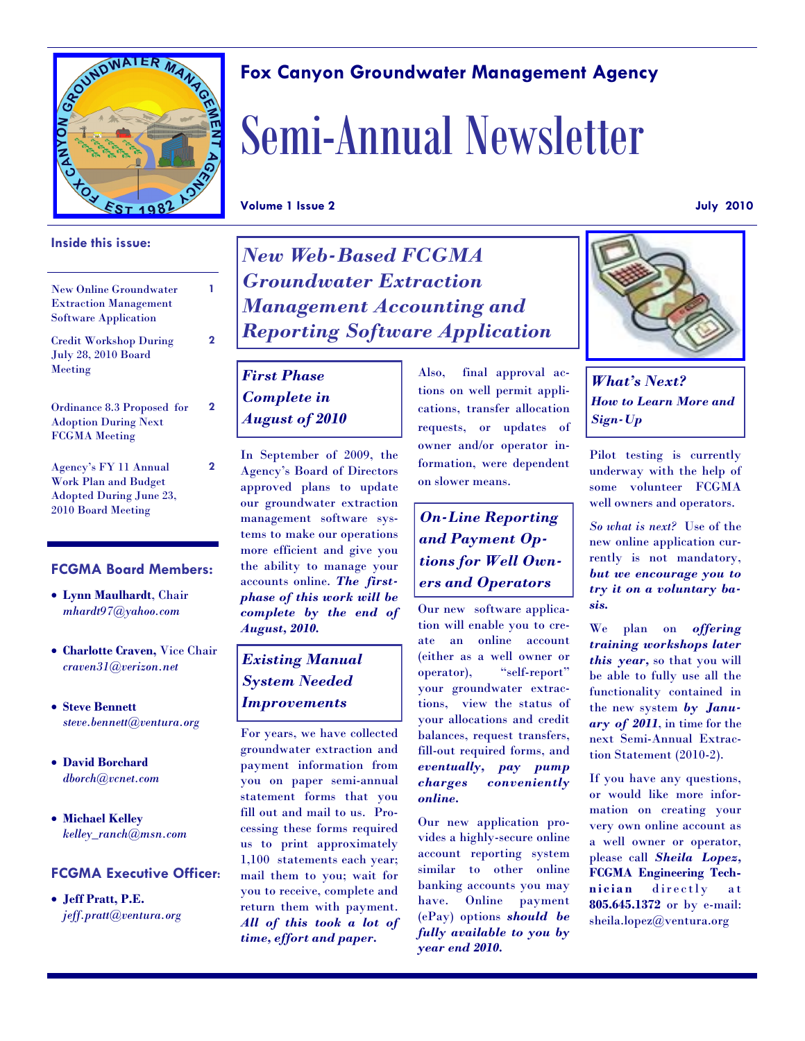## Fox Canyon Groundwater Management Agency

# Semi-Annual Newsletter

**Volume 1 Issue 2** **July 2010**

### Inside this issue:

| | |
|---|---|
| New Online Groundwater Extraction Management Software Application | 1 |
| Credit Workshop During July 28, 2010 Board Meeting | 2 |
| Ordinance 8.3 Proposed for Adoption During Next FCGMA Meeting | 2 |
| Agency's FY 11 Annual Work Plan and Budget Adopted During June 23, 2010 Board Meeting | 2 |

### FCGMA Board Members:

- **Lynn Maulhardt**, Chair *mhardt97@yahoo.com*
- **Charlotte Craven,** Vice Chair *craven31@verizon.net*
- **Steve Bennett** *steve.bennett@ventura.org*
- **David Borchard** *dborch@vcnet.com*
- **Michael Kelley** *kelley_ranch@msn.com*

### FCGMA Executive Officer:

- **Jeff Pratt, P.E.** *jeff.pratt@ventura.org*

## *New Web-Based FCGMA Groundwater Extraction Management Accounting and Reporting Software Application*

### *First Phase Complete in August of 2010*

In September of 2009, the Agency's Board of Directors approved plans to update our groundwater extraction management software systems to make our operations more efficient and give you the ability to manage your accounts online. ***The first-phase of this work will be complete by the end of August, 2010.***

### *Existing Manual System Needed Improvements*

For years, we have collected groundwater extraction and payment information from you on paper semi-annual statement forms that you fill out and mail to us. Processing these forms required us to print approximately 1,100 statements each year; mail them to you; wait for you to receive, complete and return them with payment. ***All of this took a lot of time, effort and paper.***

Also, final approval actions on well permit applications, transfer allocation requests, or updates of owner and/or operator information, were dependent on slower means.

### *On-Line Reporting and Payment Options for Well Owners and Operators*

Our new software application will enable you to create an online account (either as a well owner or operator), "self-report" your groundwater extractions, view the status of your allocations and credit balances, request transfers, fill-out required forms, and ***eventually, pay pump charges conveniently online.***

Our new application provides a highly-secure online account reporting system similar to other online banking accounts you may have. Online payment (ePay) options ***should be fully available to you by year end 2010.***

### *What's Next?*
#### *How to Learn More and Sign-Up*

Pilot testing is currently underway with the help of some volunteer FCGMA well owners and operators.

*So what is next?* Use of the new online application currently is not mandatory, ***but we encourage you to try it on a voluntary basis.***

We plan on ***offering training workshops later this year***, so that you will be able to fully use all the functionality contained in the new system ***by January of 2011***, in time for the next Semi-Annual Extraction Statement (2010-2).

If you have any questions, or would like more information on creating your very own online account as a well owner or operator, please call ***Sheila Lopez,*** **FCGMA Engineering Technician** directly at **805.645.1372** or by e-mail: sheila.lopez@ventura.org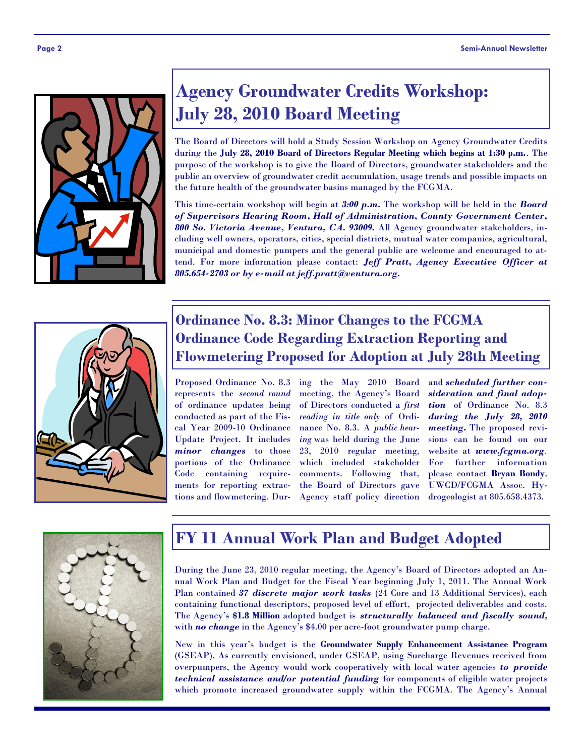# Agency Groundwater Credits Workshop: July 28, 2010 Board Meeting

The Board of Directors will hold a Study Session Workshop on Agency Groundwater Credits during the **July 28, 2010 Board of Directors Regular Meeting which begins at 1:30 p.m.**. The purpose of the workshop is to give the Board of Directors, groundwater stakeholders and the public an overview of groundwater credit accumulation, usage trends and possible impacts on the future health of the groundwater basins managed by the FCGMA.

This time-certain workshop will begin at ***3:00 p.m.*** The workshop will be held in the ***Board of Supervisors Hearing Room, Hall of Administration, County Government Center, 800 So. Victoria Avenue, Ventura, CA. 93009.*** All Agency groundwater stakeholders, including well owners, operators, cities, special districts, mutual water companies, agricultural, municipal and domestic pumpers and the general public are welcome and encouraged to attend. For more information please contact: ***Jeff Pratt, Agency Executive Officer at 805.654-2703 or by e-mail at jeff.pratt@ventura.org.***

# Ordinance No. 8.3: Minor Changes to the FCGMA Ordinance Code Regarding Extraction Reporting and Flowmetering Proposed for Adoption at July 28th Meeting

Proposed Ordinance No. 8.3 represents the *second round* of ordinance updates being conducted as part of the Fiscal Year 2009-10 Ordinance Update Project. It includes ***minor changes*** to those portions of the Ordinance Code containing requirements for reporting extractions and flowmetering. During the May 2010 Board meeting, the Agency's Board of Directors conducted a *first reading in title only* of Ordinance No. 8.3. A *public hearing* was held during the June 23, 2010 regular meeting, which included stakeholder comments. Following that, the Board of Directors gave Agency staff policy direction and ***scheduled further consideration and final adoption*** of Ordinance No. 8.3 ***during the July 28, 2010 meeting.*** The proposed revisions can be found on our website at ***www.fcgma.org***. For further information please contact **Bryan Bondy**, UWCD/FCGMA Assoc. Hydrogeologist at 805.658.4373.

# FY 11 Annual Work Plan and Budget Adopted

During the June 23, 2010 regular meeting, the Agency's Board of Directors adopted an Annual Work Plan and Budget for the Fiscal Year beginning July 1, 2011. The Annual Work Plan contained ***37 discrete major work tasks*** (24 Core and 13 Additional Services), each containing functional descriptors, proposed level of effort, projected deliverables and costs. The Agency's **$1.8 Million** adopted budget is ***structurally balanced and fiscally sound,*** with ***no change*** in the Agency's $4.00 per acre-foot groundwater pump charge.

New in this year's budget is the **Groundwater Supply Enhancement Assistance Program** (GSEAP). As currently envisioned, under GSEAP, using Surcharge Revenues received from overpumpers, the Agency would work cooperatively with local water agencies ***to provide technical assistance and/or potential funding*** for components of eligible water projects which promote increased groundwater supply within the FCGMA. The Agency's Annual